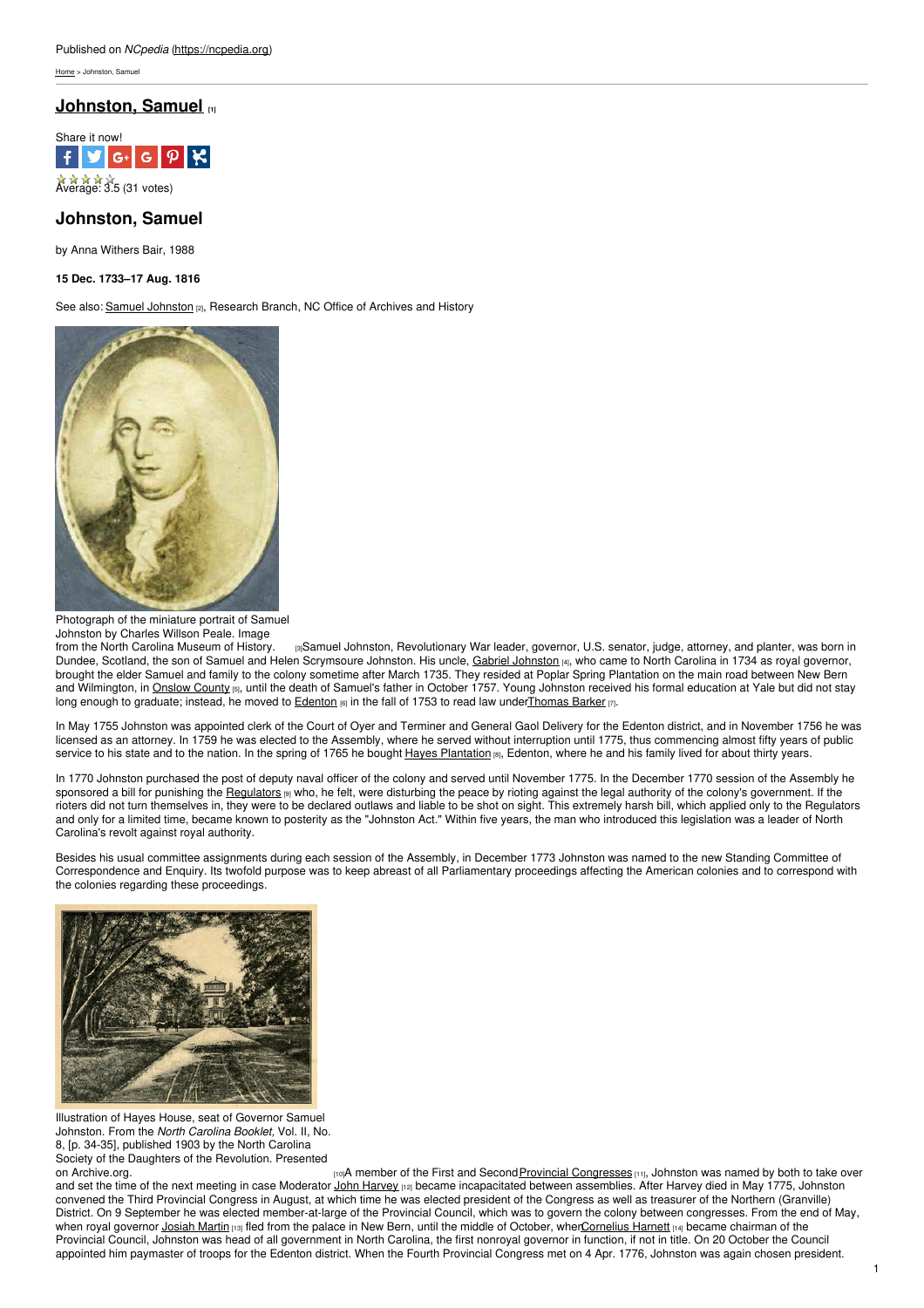Published on *NCpedia* (https://ncpedia.org)

Home > Johnston, Samuel

# Johnston, Samuel [1]

Share it now!

Average: 3.5 (31 votes)

## Johnston, Samuel

by Anna Withers Bair, 1988

**15 Dec. 1733–17 Aug. 1816**

See also: Samuel Johnston [2], Research Branch, NC Office of Archives and History

Photograph of the miniature portrait of Samuel Johnston by Charles Willson Peale. Image from the North Carolina Museum of History. [3]

Samuel Johnston, Revolutionary War leader, governor, U.S. senator, judge, attorney, and planter, was born in Dundee, Scotland, the son of Samuel and Helen Scrymsoure Johnston. His uncle, Gabriel Johnston [4], who came to North Carolina in 1734 as royal governor, brought the elder Samuel and family to the colony sometime after March 1735. They resided at Poplar Spring Plantation on the main road between New Bern and Wilmington, in Onslow County [5], until the death of Samuel's father in October 1757. Young Johnston received his formal education at Yale but did not stay long enough to graduate; instead, he moved to Edenton [6] in the fall of 1753 to read law under Thomas Barker [7].

In May 1755 Johnston was appointed clerk of the Court of Oyer and Terminer and General Gaol Delivery for the Edenton district, and in November 1756 he was licensed as an attorney. In 1759 he was elected to the Assembly, where he served without interruption until 1775, thus commencing almost fifty years of public service to his state and to the nation. In the spring of 1765 he bought Hayes Plantation [8], Edenton, where he and his family lived for about thirty years.

In 1770 Johnston purchased the post of deputy naval officer of the colony and served until November 1775. In the December 1770 session of the Assembly he sponsored a bill for punishing the Regulators [9] who, he felt, were disturbing the peace by rioting against the legal authority of the colony's government. If the rioters did not turn themselves in, they were to be declared outlaws and liable to be shot on sight. This extremely harsh bill, which applied only to the Regulators and only for a limited time, became known to posterity as the "Johnston Act." Within five years, the man who introduced this legislation was a leader of North Carolina's revolt against royal authority.

Besides his usual committee assignments during each session of the Assembly, in December 1773 Johnston was named to the new Standing Committee of Correspondence and Enquiry. Its twofold purpose was to keep abreast of all Parliamentary proceedings affecting the American colonies and to correspond with the colonies regarding these proceedings.

Illustration of Hayes House, seat of Governor Samuel Johnston. From the *North Carolina Booklet*, Vol. II, No. 8, [p. 34-35], published 1903 by the North Carolina Society of the Daughters of the Revolution. Presented on Archive.org. [10]

A member of the First and Second Provincial Congresses [11], Johnston was named by both to take over and set the time of the next meeting in case Moderator John Harvey [12] became incapacitated between assemblies. After Harvey died in May 1775, Johnston convened the Third Provincial Congress in August, at which time he was elected president of the Congress as well as treasurer of the Northern (Granville) District. On 9 September he was elected member-at-large of the Provincial Council, which was to govern the colony between congresses. From the end of May, when royal governor Josiah Martin [13] fled from the palace in New Bern, until the middle of October, when Cornelius Harnett [14] became chairman of the Provincial Council, Johnston was head of all government in North Carolina, the first nonroyal governor in function, if not in title. On 20 October the Council appointed him paymaster of troops for the Edenton district. When the Fourth Provincial Congress met on 4 Apr. 1776, Johnston was again chosen president.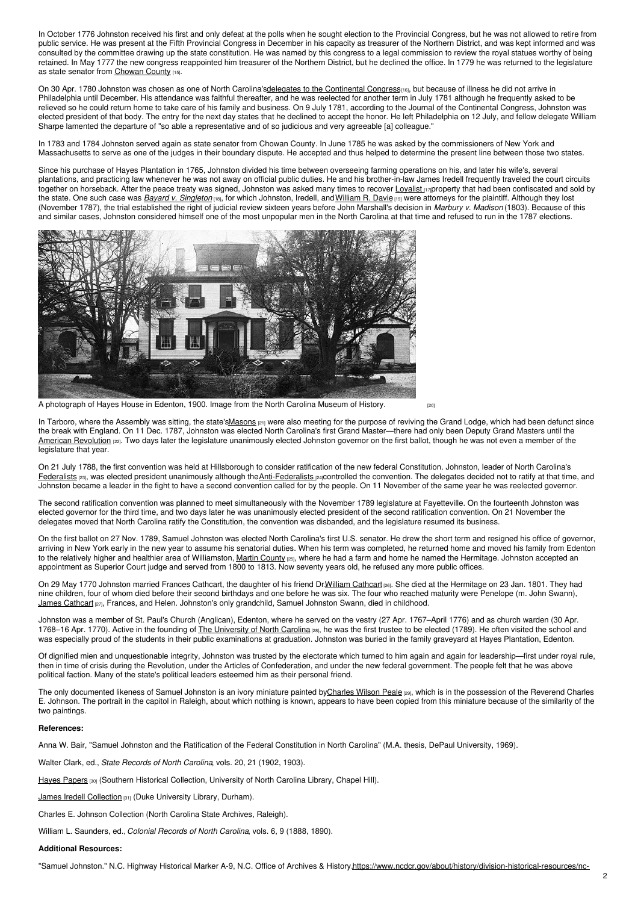In October 1776 Johnston received his first and only defeat at the polls when he sought election to the Provincial Congress, but he was not allowed to retire from public service. He was present at the Fifth Provincial Congress in December in his capacity as treasurer of the Northern District, and was kept informed and was consulted by the committee drawing up the state constitution. He was named by this congress to a legal commission to review the royal statues worthy of being retained. In May 1777 the new congress reappointed him treasurer of the Northern District, but he declined the office. In 1779 he was returned to the legislature as state senator from Chowan County [15].

On 30 Apr. 1780 Johnston was chosen as one of North Carolina's delegates to the Continental Congress [16], but because of illness he did not arrive in Philadelphia until December. His attendance was faithful thereafter, and he was reelected for another term in July 1781 although he frequently asked to be relieved so he could return home to take care of his family and business. On 9 July 1781, according to the Journal of the Continental Congress, Johnston was elected president of that body. The entry for the next day states that he declined to accept the honor. He left Philadelphia on 12 July, and fellow delegate William Sharpe lamented the departure of "so able a representative and of so judicious and very agreeable [a] colleague."

In 1783 and 1784 Johnston served again as state senator from Chowan County. In June 1785 he was asked by the commissioners of New York and Massachusetts to serve as one of the judges in their boundary dispute. He accepted and thus helped to determine the present line between those two states.

Since his purchase of Hayes Plantation in 1765, Johnston divided his time between overseeing farming operations on his, and later his wife's, several plantations, and practicing law whenever he was not away on official public duties. He and his brother-in-law James Iredell frequently traveled the court circuits together on horseback. After the peace treaty was signed, Johnston was asked many times to recover Loyalist [17] property that had been confiscated and sold by the state. One such case was *Bayard v. Singleton* [18], for which Johnston, Iredell, and William R. Davie [19] were attorneys for the plaintiff. Although they lost (November 1787), the trial established the right of judicial review sixteen years before John Marshall's decision in *Marbury v. Madison* (1803). Because of this and similar cases, Johnston considered himself one of the most unpopular men in the North Carolina at that time and refused to run in the 1787 elections.

A photograph of Hayes House in Edenton, 1900. Image from the North Carolina Museum of History. [20]

In Tarboro, where the Assembly was sitting, the state's Masons [21] were also meeting for the purpose of reviving the Grand Lodge, which had been defunct since the break with England. On 11 Dec. 1787, Johnston was elected North Carolina's first Grand Master—there had only been Deputy Grand Masters until the American Revolution [22]. Two days later the legislature unanimously elected Johnston governor on the first ballot, though he was not even a member of the legislature that year.

On 21 July 1788, the first convention was held at Hillsborough to consider ratification of the new federal Constitution. Johnston, leader of North Carolina's Federalists [23], was elected president unanimously although the Anti-Federalists [24] controlled the convention. The delegates decided not to ratify at that time, and Johnston became a leader in the fight to have a second convention called for by the people. On 11 November of the same year he was reelected governor.

The second ratification convention was planned to meet simultaneously with the November 1789 legislature at Fayetteville. On the fourteenth Johnston was elected governor for the third time, and two days later he was unanimously elected president of the second ratification convention. On 21 November the delegates moved that North Carolina ratify the Constitution, the convention was disbanded, and the legislature resumed its business.

On the first ballot on 27 Nov. 1789, Samuel Johnston was elected North Carolina's first U.S. senator. He drew the short term and resigned his office of governor, arriving in New York early in the new year to assume his senatorial duties. When his term was completed, he returned home and moved his family from Edenton to the relatively higher and healthier area of Williamston, Martin County [25], where he had a farm and home he named the Hermitage. Johnston accepted an appointment as Superior Court judge and served from 1800 to 1813. Now seventy years old, he refused any more public offices.

On 29 May 1770 Johnston married Frances Cathcart, the daughter of his friend Dr. William Cathcart [26]. She died at the Hermitage on 23 Jan. 1801. They had nine children, four of whom died before their second birthdays and one before he was six. The four who reached maturity were Penelope (m. John Swann), James Cathcart [27], Frances, and Helen. Johnston's only grandchild, Samuel Johnston Swann, died in childhood.

Johnston was a member of St. Paul's Church (Anglican), Edenton, where he served on the vestry (27 Apr. 1767–April 1776) and as church warden (30 Apr. 1768–16 Apr. 1770). Active in the founding of The University of North Carolina [28], he was the first trustee to be elected (1789). He often visited the school and was especially proud of the students in their public examinations at graduation. Johnston was buried in the family graveyard at Hayes Plantation, Edenton.

Of dignified mien and unquestionable integrity, Johnston was trusted by the electorate which turned to him again and again for leadership—first under royal rule, then in time of crisis during the Revolution, under the Articles of Confederation, and under the new federal government. The people felt that he was above political faction. Many of the state's political leaders esteemed him as their personal friend.

The only documented likeness of Samuel Johnston is an ivory miniature painted by Charles Wilson Peale [29], which is in the possession of the Reverend Charles E. Johnson. The portrait in the capitol in Raleigh, about which nothing is known, appears to have been copied from this miniature because of the similarity of the two paintings.

**References:**

Anna W. Bair, "Samuel Johnston and the Ratification of the Federal Constitution in North Carolina" (M.A. thesis, DePaul University, 1969).

Walter Clark, ed., *State Records of North Carolina*, vols. 20, 21 (1902, 1903).

Hayes Papers [30] (Southern Historical Collection, University of North Carolina Library, Chapel Hill).

James Iredell Collection [31] (Duke University Library, Durham).

Charles E. Johnson Collection (North Carolina State Archives, Raleigh).

William L. Saunders, ed., *Colonial Records of North Carolina*, vols. 6, 9 (1888, 1890).

**Additional Resources:**

"Samuel Johnston." N.C. Highway Historical Marker A-9, N.C. Office of Archives & History. https://www.ncdcr.gov/about/history/division-historical-resources/nc-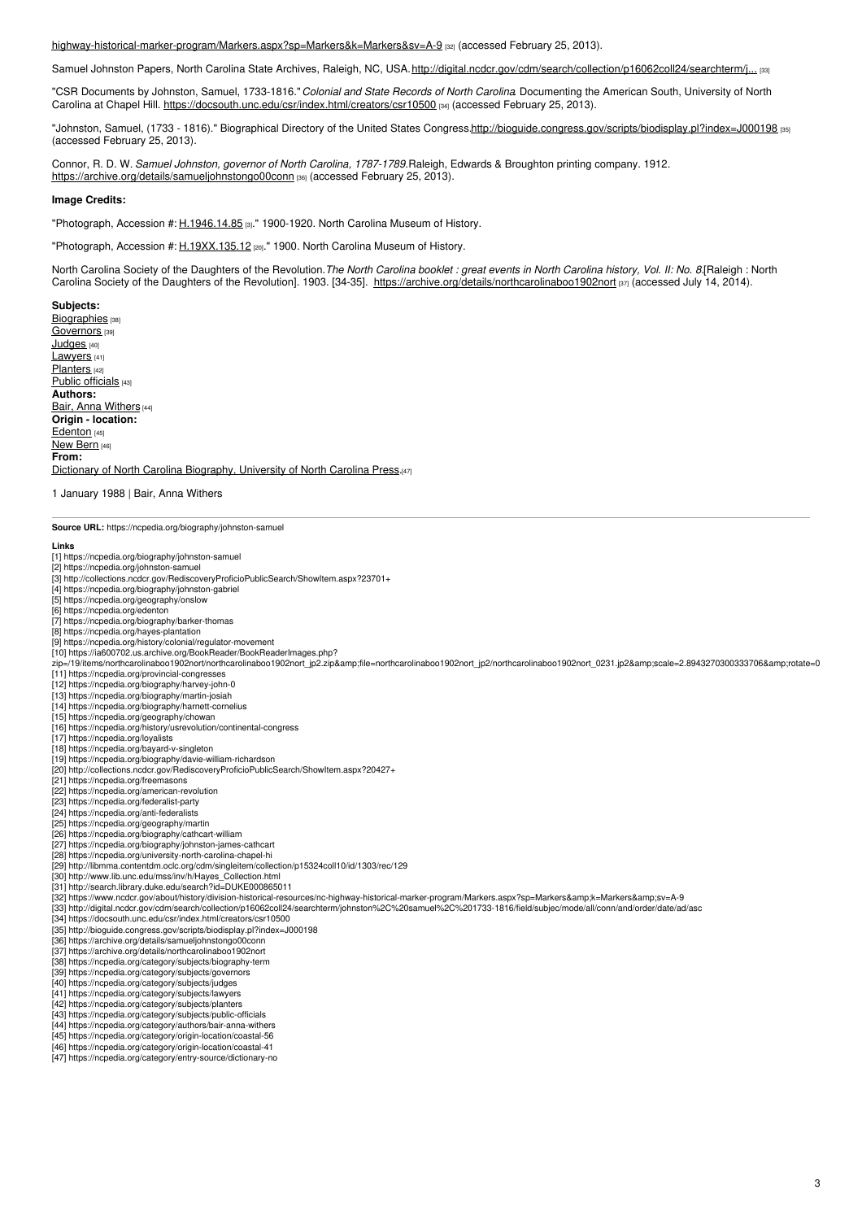highway-historical-marker-program/Markers.aspx?sp=Markers&k=Markers&sv=A-9 [32] (accessed February 25, 2013).

Samuel Johnston Papers, North Carolina State Archives, Raleigh, NC, USA. http://digital.ncdcr.gov/cdm/search/collection/p16062coll24/searchterm/j... [33]

"CSR Documents by Johnston, Samuel, 1733-1816." *Colonial and State Records of North Carolina*. Documenting the American South, University of North Carolina at Chapel Hill. https://docsouth.unc.edu/csr/index.html/creators/csr10500 [34] (accessed February 25, 2013).

"Johnston, Samuel, (1733 - 1816)." Biographical Directory of the United States Congress. http://bioguide.congress.gov/scripts/biodisplay.pl?index=J000198 [35] (accessed February 25, 2013).

Connor, R. D. W. *Samuel Johnston, governor of North Carolina, 1787-1789.* Raleigh, Edwards & Broughton printing company. 1912. https://archive.org/details/samueljohnstongo00conn [36] (accessed February 25, 2013).

**Image Credits:**

"Photograph, Accession #: H.1946.14.85 [3]." 1900-1920. North Carolina Museum of History.

"Photograph, Accession #: H.19XX.135.12 [20]." 1900. North Carolina Museum of History.

North Carolina Society of the Daughters of the Revolution. *The North Carolina booklet : great events in North Carolina history, Vol. II: No. 8.* [Raleigh : North Carolina Society of the Daughters of the Revolution]. 1903. [34-35]. https://archive.org/details/northcarolinaboo1902nort [37] (accessed July 14, 2014).

**Subjects:**
Biographies [38]
Governors [39]
Judges [40]
Lawyers [41]
Planters [42]
Public officials [43]
**Authors:**
Bair, Anna Withers [44]
**Origin - location:**
Edenton [45]
New Bern [46]
**From:**
Dictionary of North Carolina Biography, University of North Carolina Press. [47]

1 January 1988 | Bair, Anna Withers

---

**Source URL:** https://ncpedia.org/biography/johnston-samuel

**Links**
[1] https://ncpedia.org/biography/johnston-samuel
[2] https://ncpedia.org/johnston-samuel
[3] http://collections.ncdcr.gov/RediscoveryProficioPublicSearch/ShowItem.aspx?23701+
[4] https://ncpedia.org/biography/johnston-gabriel
[5] https://ncpedia.org/geography/onslow
[6] https://ncpedia.org/edenton
[7] https://ncpedia.org/biography/barker-thomas
[8] https://ncpedia.org/hayes-plantation
[9] https://ncpedia.org/history/colonial/regulator-movement
[10] https://ia600702.us.archive.org/BookReader/BookReaderImages.php?zip=/19/items/northcarolinaboo1902nort/northcarolinaboo1902nort_jp2.zip&amp;file=northcarolinaboo1902nort_jp2/northcarolinaboo1902nort_0231.jp2&amp;scale=2.8943270300333706&amp;rotate=0
[11] https://ncpedia.org/provincial-congresses
[12] https://ncpedia.org/biography/harvey-john-0
[13] https://ncpedia.org/biography/martin-josiah
[14] https://ncpedia.org/biography/harnett-cornelius
[15] https://ncpedia.org/geography/chowan
[16] https://ncpedia.org/history/usrevolution/continental-congress
[17] https://ncpedia.org/loyalists
[18] https://ncpedia.org/bayard-v-singleton
[19] https://ncpedia.org/biography/davie-william-richardson
[20] http://collections.ncdcr.gov/RediscoveryProficioPublicSearch/ShowItem.aspx?20427+
[21] https://ncpedia.org/freemasons
[22] https://ncpedia.org/american-revolution
[23] https://ncpedia.org/federalist-party
[24] https://ncpedia.org/anti-federalists
[25] https://ncpedia.org/geography/martin
[26] https://ncpedia.org/biography/cathcart-william
[27] https://ncpedia.org/biography/johnston-james-cathcart
[28] https://ncpedia.org/university-north-carolina-chapel-hi
[29] http://libmma.contentdm.oclc.org/cdm/singleitem/collection/p15324coll10/id/1303/rec/129
[30] http://www.lib.unc.edu/mss/inv/h/Hayes_Collection.html
[31] http://search.library.duke.edu/search?id=DUKE000865011
[32] https://www.ncdcr.gov/about/history/division-historical-resources/nc-highway-historical-marker-program/Markers.aspx?sp=Markers&amp;k=Markers&amp;sv=A-9
[33] http://digital.ncdcr.gov/cdm/search/collection/p16062coll24/searchterm/johnston%2C%20samuel%2C%201733-1816/field/subjec/mode/all/conn/and/order/date/ad/asc
[34] https://docsouth.unc.edu/csr/index.html/creators/csr10500
[35] http://bioguide.congress.gov/scripts/biodisplay.pl?index=J000198
[36] https://archive.org/details/samueljohnstongo00conn
[37] https://archive.org/details/northcarolinaboo1902nort
[38] https://ncpedia.org/category/subjects/biography-term
[39] https://ncpedia.org/category/subjects/governors
[40] https://ncpedia.org/category/subjects/judges
[41] https://ncpedia.org/category/subjects/lawyers
[42] https://ncpedia.org/category/subjects/planters
[43] https://ncpedia.org/category/subjects/public-officials
[44] https://ncpedia.org/category/authors/bair-anna-withers
[45] https://ncpedia.org/category/origin-location/coastal-56
[46] https://ncpedia.org/category/origin-location/coastal-41
[47] https://ncpedia.org/category/entry-source/dictionary-no